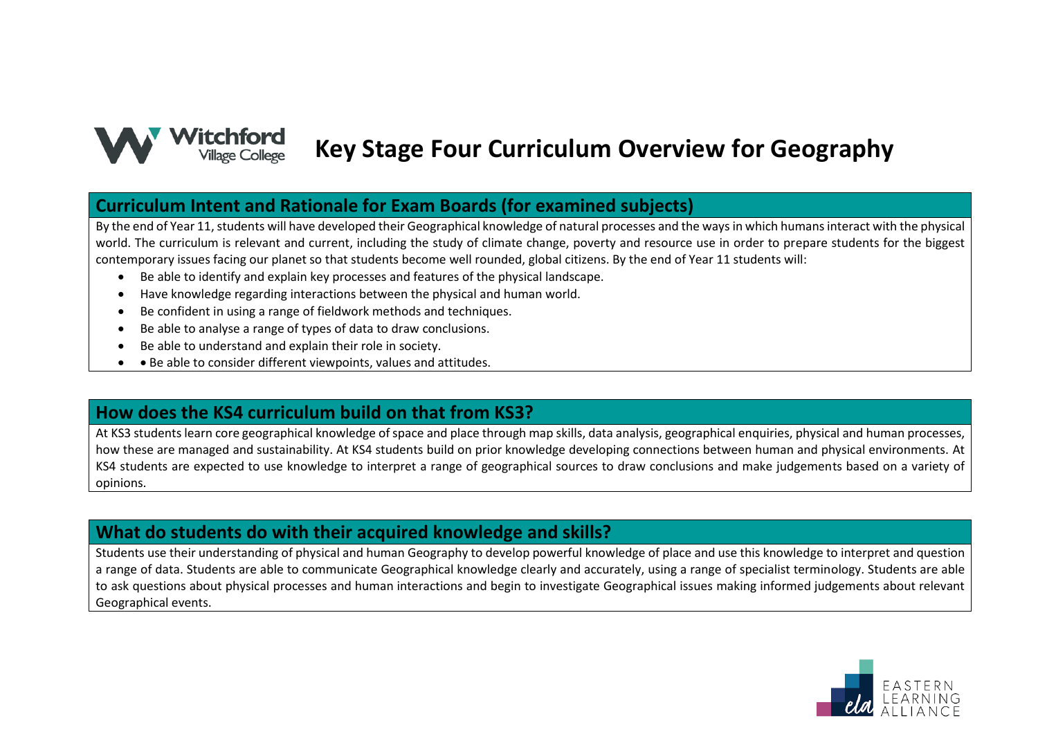# Key Stage Four Curriculum Overview for Geography

## Curriculum Intent and Rationale for Exam Boards (for examined subjects)

By the end of Year 11, students will have developed their Geographical knowledge of natural processes and the ways in which humans interact with the physical world. The curriculum is relevant and current, including the study of climate change, poverty and resource use in order to prepare students for the biggest contemporary issues facing our planet so that students become well rounded, global citizens. By the end of Year 11 students will:

- Be able to identify and explain key processes and features of the physical landscape.
- Have knowledge regarding interactions between the physical and human world.
- Be confident in using a range of fieldwork methods and techniques.
- Be able to analyse a range of types of data to draw conclusions.
- Be able to understand and explain their role in society.
- • Be able to consider different viewpoints, values and attitudes.

## How does the KS4 curriculum build on that from KS3?

At KS3 students learn core geographical knowledge of space and place through map skills, data analysis, geographical enquiries, physical and human processes, how these are managed and sustainability. At KS4 students build on prior knowledge developing connections between human and physical environments. At KS4 students are expected to use knowledge to interpret a range of geographical sources to draw conclusions and make judgements based on a variety of opinions.

## What do students do with their acquired knowledge and skills?

Students use their understanding of physical and human Geography to develop powerful knowledge of place and use this knowledge to interpret and question a range of data. Students are able to communicate Geographical knowledge clearly and accurately, using a range of specialist terminology. Students are able to ask questions about physical processes and human interactions and begin to investigate Geographical issues making informed judgements about relevant Geographical events.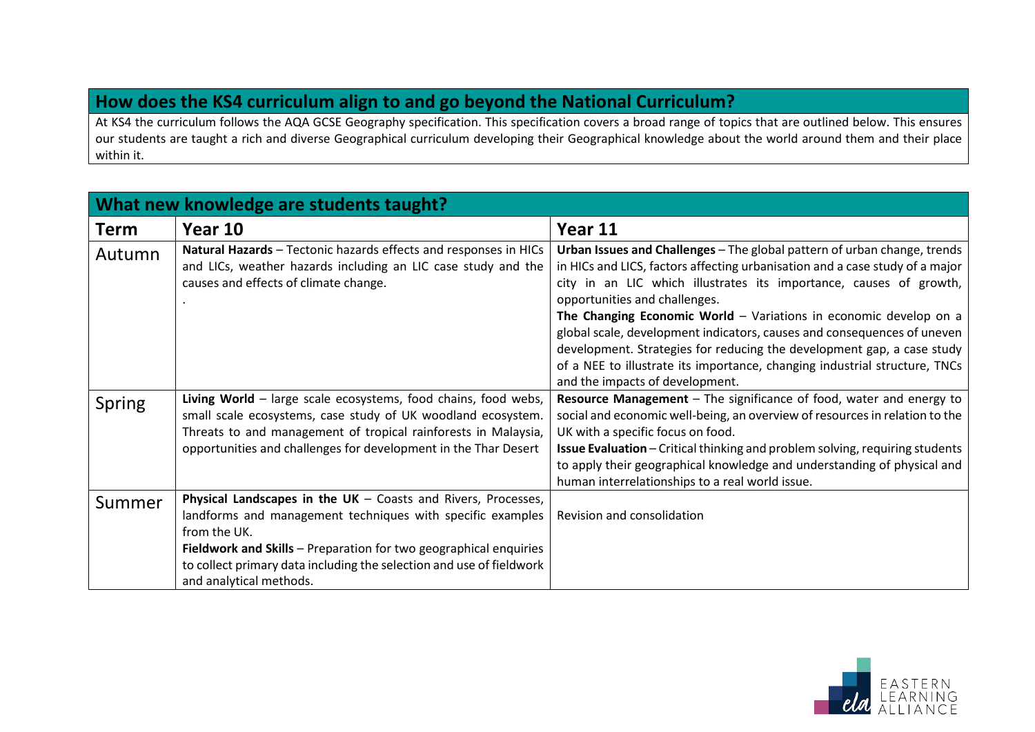## How does the KS4 curriculum align to and go beyond the National Curriculum?

At KS4 the curriculum follows the AQA GCSE Geography specification. This specification covers a broad range of topics that are outlined below. This ensures our students are taught a rich and diverse Geographical curriculum developing their Geographical knowledge about the world around them and their place within it.

## What new knowledge are students taught?

| Term | Year 10 | Year 11 |
|---|---|---|
| Autumn | **Natural Hazards** – Tectonic hazards effects and responses in HICs and LICs, weather hazards including an LIC case study and the causes and effects of climate change.<br>. | **Urban Issues and Challenges** – The global pattern of urban change, trends in HICs and LICS, factors affecting urbanisation and a case study of a major city in an LIC which illustrates its importance, causes of growth, opportunities and challenges.<br>**The Changing Economic World** – Variations in economic develop on a global scale, development indicators, causes and consequences of uneven development. Strategies for reducing the development gap, a case study of a NEE to illustrate its importance, changing industrial structure, TNCs and the impacts of development. |
| Spring | **Living World** – large scale ecosystems, food chains, food webs, small scale ecosystems, case study of UK woodland ecosystem. Threats to and management of tropical rainforests in Malaysia, opportunities and challenges for development in the Thar Desert | **Resource Management** – The significance of food, water and energy to social and economic well-being, an overview of resources in relation to the UK with a specific focus on food.<br>**Issue Evaluation** – Critical thinking and problem solving, requiring students to apply their geographical knowledge and understanding of physical and human interrelationships to a real world issue. |
| Summer | **Physical Landscapes in the UK** – Coasts and Rivers, Processes, landforms and management techniques with specific examples from the UK.<br>**Fieldwork and Skills** – Preparation for two geographical enquiries to collect primary data including the selection and use of fieldwork and analytical methods. | Revision and consolidation |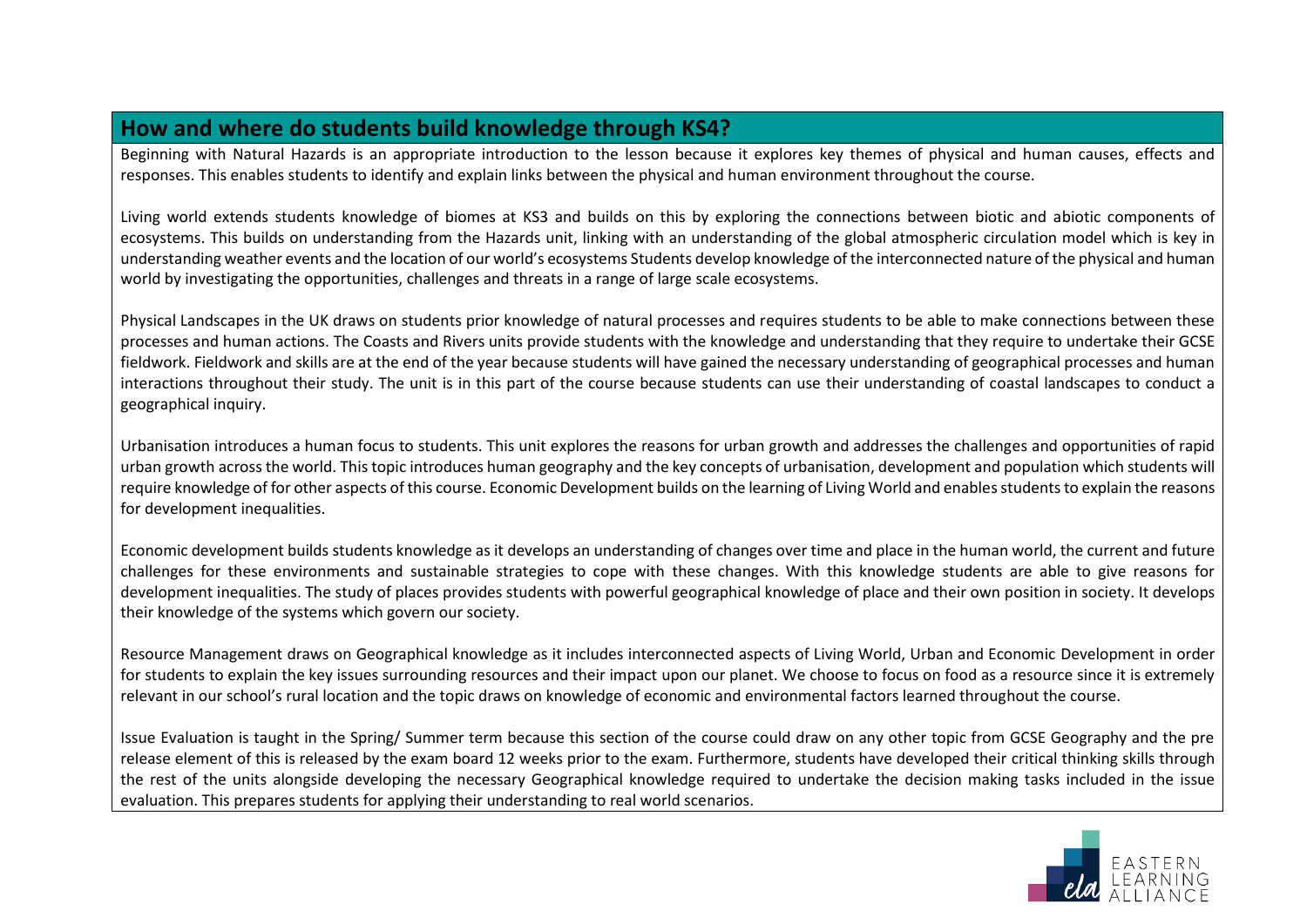## How and where do students build knowledge through KS4?

Beginning with Natural Hazards is an appropriate introduction to the lesson because it explores key themes of physical and human causes, effects and responses. This enables students to identify and explain links between the physical and human environment throughout the course.

Living world extends students knowledge of biomes at KS3 and builds on this by exploring the connections between biotic and abiotic components of ecosystems. This builds on understanding from the Hazards unit, linking with an understanding of the global atmospheric circulation model which is key in understanding weather events and the location of our world's ecosystems Students develop knowledge of the interconnected nature of the physical and human world by investigating the opportunities, challenges and threats in a range of large scale ecosystems.

Physical Landscapes in the UK draws on students prior knowledge of natural processes and requires students to be able to make connections between these processes and human actions. The Coasts and Rivers units provide students with the knowledge and understanding that they require to undertake their GCSE fieldwork. Fieldwork and skills are at the end of the year because students will have gained the necessary understanding of geographical processes and human interactions throughout their study. The unit is in this part of the course because students can use their understanding of coastal landscapes to conduct a geographical inquiry.

Urbanisation introduces a human focus to students. This unit explores the reasons for urban growth and addresses the challenges and opportunities of rapid urban growth across the world. This topic introduces human geography and the key concepts of urbanisation, development and population which students will require knowledge of for other aspects of this course. Economic Development builds on the learning of Living World and enables students to explain the reasons for development inequalities.

Economic development builds students knowledge as it develops an understanding of changes over time and place in the human world, the current and future challenges for these environments and sustainable strategies to cope with these changes. With this knowledge students are able to give reasons for development inequalities. The study of places provides students with powerful geographical knowledge of place and their own position in society. It develops their knowledge of the systems which govern our society.

Resource Management draws on Geographical knowledge as it includes interconnected aspects of Living World, Urban and Economic Development in order for students to explain the key issues surrounding resources and their impact upon our planet. We choose to focus on food as a resource since it is extremely relevant in our school's rural location and the topic draws on knowledge of economic and environmental factors learned throughout the course.

Issue Evaluation is taught in the Spring/ Summer term because this section of the course could draw on any other topic from GCSE Geography and the pre release element of this is released by the exam board 12 weeks prior to the exam. Furthermore, students have developed their critical thinking skills through the rest of the units alongside developing the necessary Geographical knowledge required to undertake the decision making tasks included in the issue evaluation. This prepares students for applying their understanding to real world scenarios.